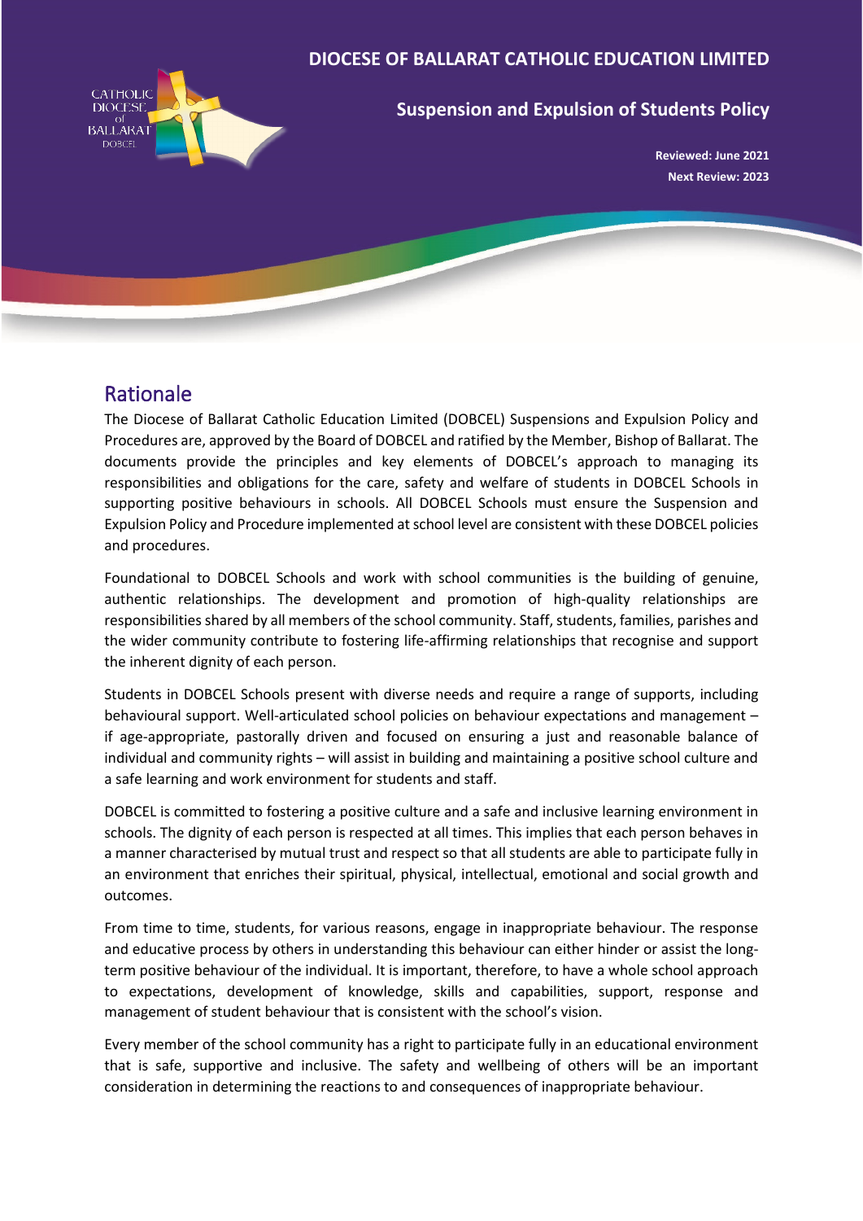DIOCESE OF BALLARAT CATHOLIC EDUCATION LIMITED

# Suspension and Expulsion of Students Policy

**Reviewed: June 2021**
**Next Review: 2023**

## Rationale

The Diocese of Ballarat Catholic Education Limited (DOBCEL) Suspensions and Expulsion Policy and Procedures are, approved by the Board of DOBCEL and ratified by the Member, Bishop of Ballarat. The documents provide the principles and key elements of DOBCEL's approach to managing its responsibilities and obligations for the care, safety and welfare of students in DOBCEL Schools in supporting positive behaviours in schools. All DOBCEL Schools must ensure the Suspension and Expulsion Policy and Procedure implemented at school level are consistent with these DOBCEL policies and procedures.

Foundational to DOBCEL Schools and work with school communities is the building of genuine, authentic relationships. The development and promotion of high-quality relationships are responsibilities shared by all members of the school community. Staff, students, families, parishes and the wider community contribute to fostering life-affirming relationships that recognise and support the inherent dignity of each person.

Students in DOBCEL Schools present with diverse needs and require a range of supports, including behavioural support. Well-articulated school policies on behaviour expectations and management – if age-appropriate, pastorally driven and focused on ensuring a just and reasonable balance of individual and community rights – will assist in building and maintaining a positive school culture and a safe learning and work environment for students and staff.

DOBCEL is committed to fostering a positive culture and a safe and inclusive learning environment in schools. The dignity of each person is respected at all times. This implies that each person behaves in a manner characterised by mutual trust and respect so that all students are able to participate fully in an environment that enriches their spiritual, physical, intellectual, emotional and social growth and outcomes.

From time to time, students, for various reasons, engage in inappropriate behaviour. The response and educative process by others in understanding this behaviour can either hinder or assist the long-term positive behaviour of the individual. It is important, therefore, to have a whole school approach to expectations, development of knowledge, skills and capabilities, support, response and management of student behaviour that is consistent with the school's vision.

Every member of the school community has a right to participate fully in an educational environment that is safe, supportive and inclusive. The safety and wellbeing of others will be an important consideration in determining the reactions to and consequences of inappropriate behaviour.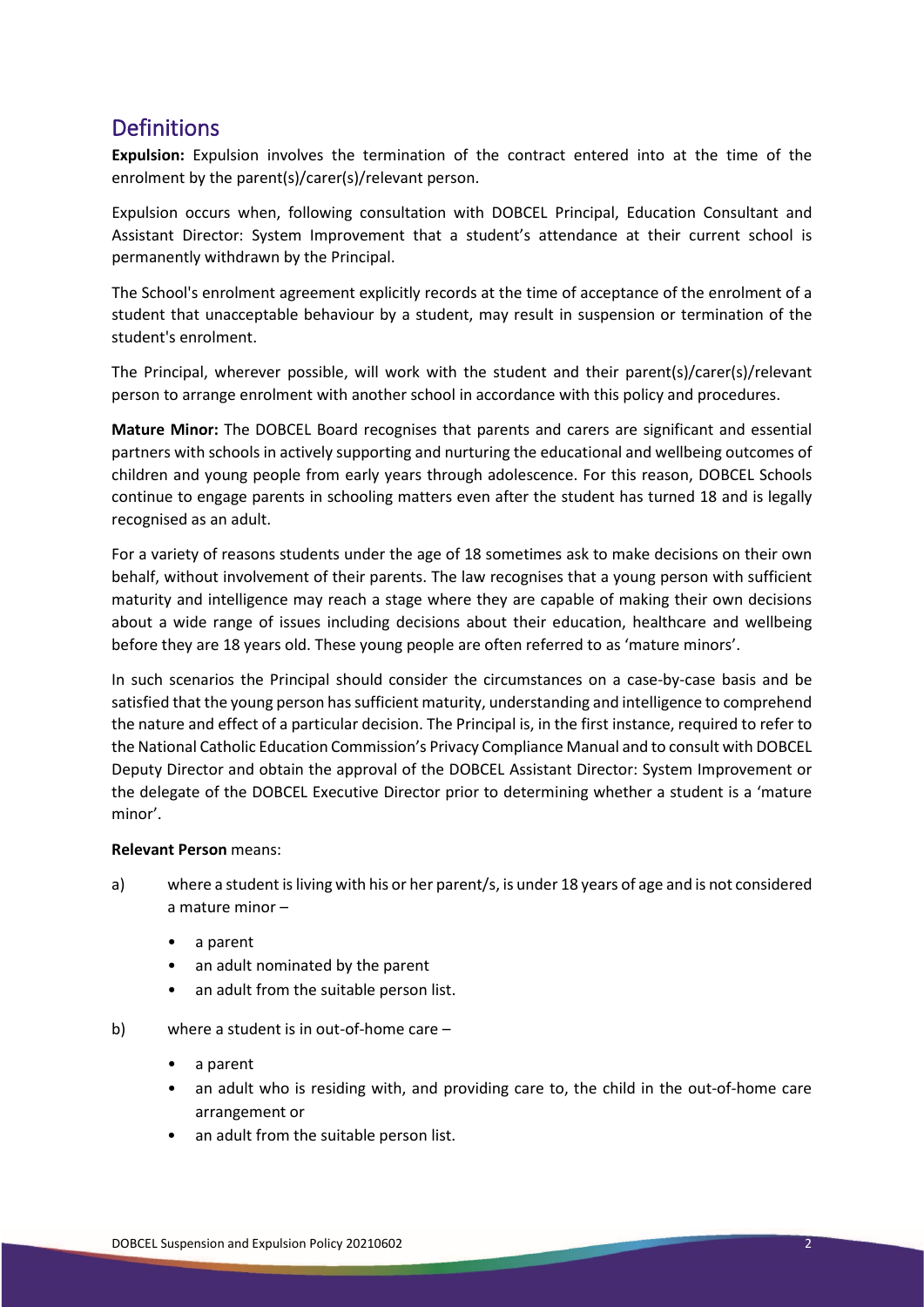## Definitions

**Expulsion:** Expulsion involves the termination of the contract entered into at the time of the enrolment by the parent(s)/carer(s)/relevant person.

Expulsion occurs when, following consultation with DOBCEL Principal, Education Consultant and Assistant Director: System Improvement that a student's attendance at their current school is permanently withdrawn by the Principal.

The School's enrolment agreement explicitly records at the time of acceptance of the enrolment of a student that unacceptable behaviour by a student, may result in suspension or termination of the student's enrolment.

The Principal, wherever possible, will work with the student and their parent(s)/carer(s)/relevant person to arrange enrolment with another school in accordance with this policy and procedures.

**Mature Minor:** The DOBCEL Board recognises that parents and carers are significant and essential partners with schools in actively supporting and nurturing the educational and wellbeing outcomes of children and young people from early years through adolescence. For this reason, DOBCEL Schools continue to engage parents in schooling matters even after the student has turned 18 and is legally recognised as an adult.

For a variety of reasons students under the age of 18 sometimes ask to make decisions on their own behalf, without involvement of their parents. The law recognises that a young person with sufficient maturity and intelligence may reach a stage where they are capable of making their own decisions about a wide range of issues including decisions about their education, healthcare and wellbeing before they are 18 years old. These young people are often referred to as 'mature minors'.

In such scenarios the Principal should consider the circumstances on a case-by-case basis and be satisfied that the young person has sufficient maturity, understanding and intelligence to comprehend the nature and effect of a particular decision. The Principal is, in the first instance, required to refer to the National Catholic Education Commission's Privacy Compliance Manual and to consult with DOBCEL Deputy Director and obtain the approval of the DOBCEL Assistant Director: System Improvement or the delegate of the DOBCEL Executive Director prior to determining whether a student is a 'mature minor'.

**Relevant Person** means:

a) where a student is living with his or her parent/s, is under 18 years of age and is not considered a mature minor –
   - a parent
   - an adult nominated by the parent
   - an adult from the suitable person list.

b) where a student is in out-of-home care –
   - a parent
   - an adult who is residing with, and providing care to, the child in the out-of-home care arrangement or
   - an adult from the suitable person list.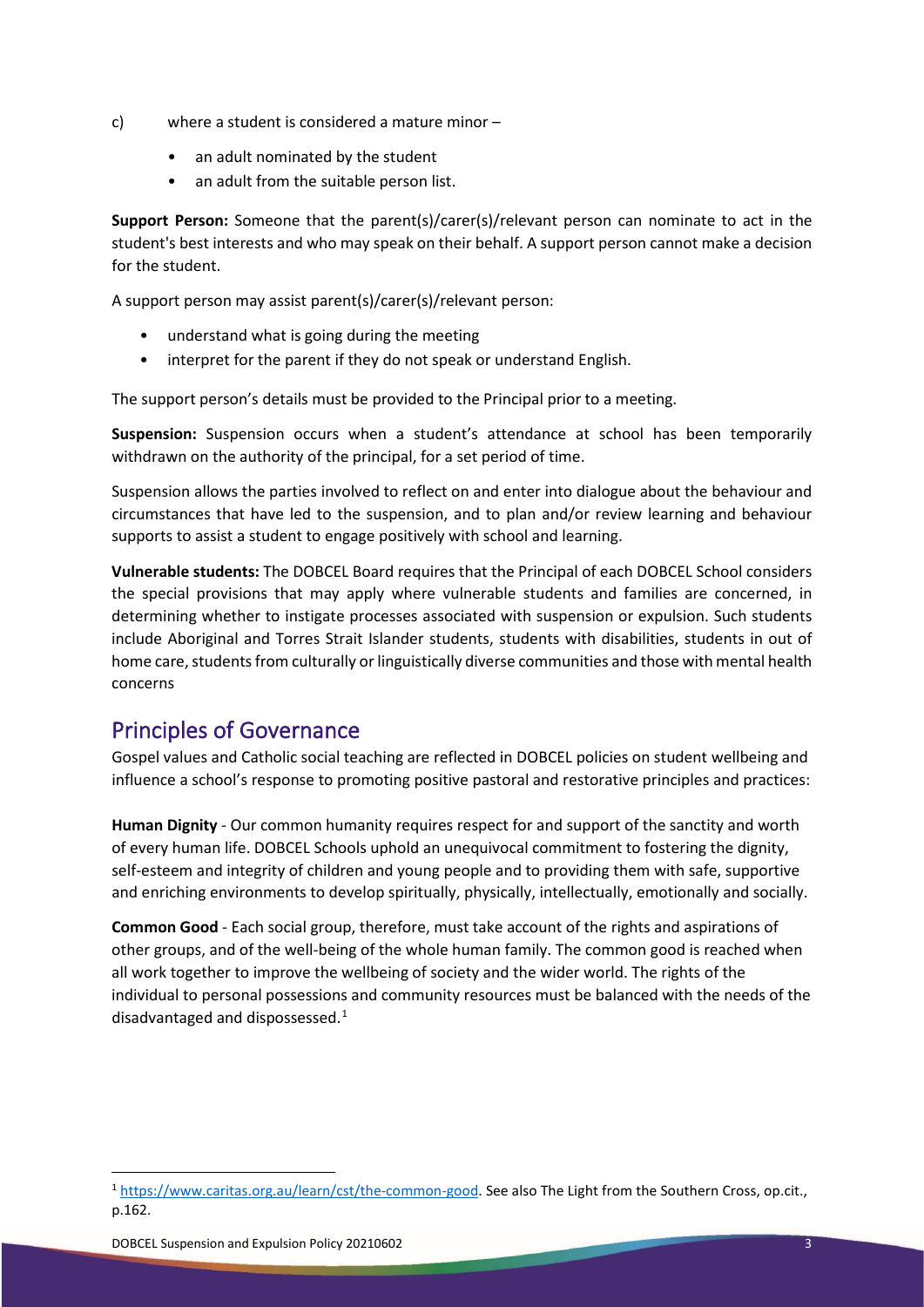c) where a student is considered a mature minor –

- an adult nominated by the student
- an adult from the suitable person list.

**Support Person:** Someone that the parent(s)/carer(s)/relevant person can nominate to act in the student's best interests and who may speak on their behalf. A support person cannot make a decision for the student.

A support person may assist parent(s)/carer(s)/relevant person:

- understand what is going during the meeting
- interpret for the parent if they do not speak or understand English.

The support person's details must be provided to the Principal prior to a meeting.

**Suspension:** Suspension occurs when a student's attendance at school has been temporarily withdrawn on the authority of the principal, for a set period of time.

Suspension allows the parties involved to reflect on and enter into dialogue about the behaviour and circumstances that have led to the suspension, and to plan and/or review learning and behaviour supports to assist a student to engage positively with school and learning.

**Vulnerable students:** The DOBCEL Board requires that the Principal of each DOBCEL School considers the special provisions that may apply where vulnerable students and families are concerned, in determining whether to instigate processes associated with suspension or expulsion. Such students include Aboriginal and Torres Strait Islander students, students with disabilities, students in out of home care, students from culturally or linguistically diverse communities and those with mental health concerns

## Principles of Governance

Gospel values and Catholic social teaching are reflected in DOBCEL policies on student wellbeing and influence a school's response to promoting positive pastoral and restorative principles and practices:

**Human Dignity** - Our common humanity requires respect for and support of the sanctity and worth of every human life. DOBCEL Schools uphold an unequivocal commitment to fostering the dignity, self-esteem and integrity of children and young people and to providing them with safe, supportive and enriching environments to develop spiritually, physically, intellectually, emotionally and socially.

**Common Good** - Each social group, therefore, must take account of the rights and aspirations of other groups, and of the well-being of the whole human family. The common good is reached when all work together to improve the wellbeing of society and the wider world. The rights of the individual to personal possessions and community resources must be balanced with the needs of the disadvantaged and dispossessed.[1]

---

[1] https://www.caritas.org.au/learn/cst/the-common-good. See also The Light from the Southern Cross, op.cit., p.162.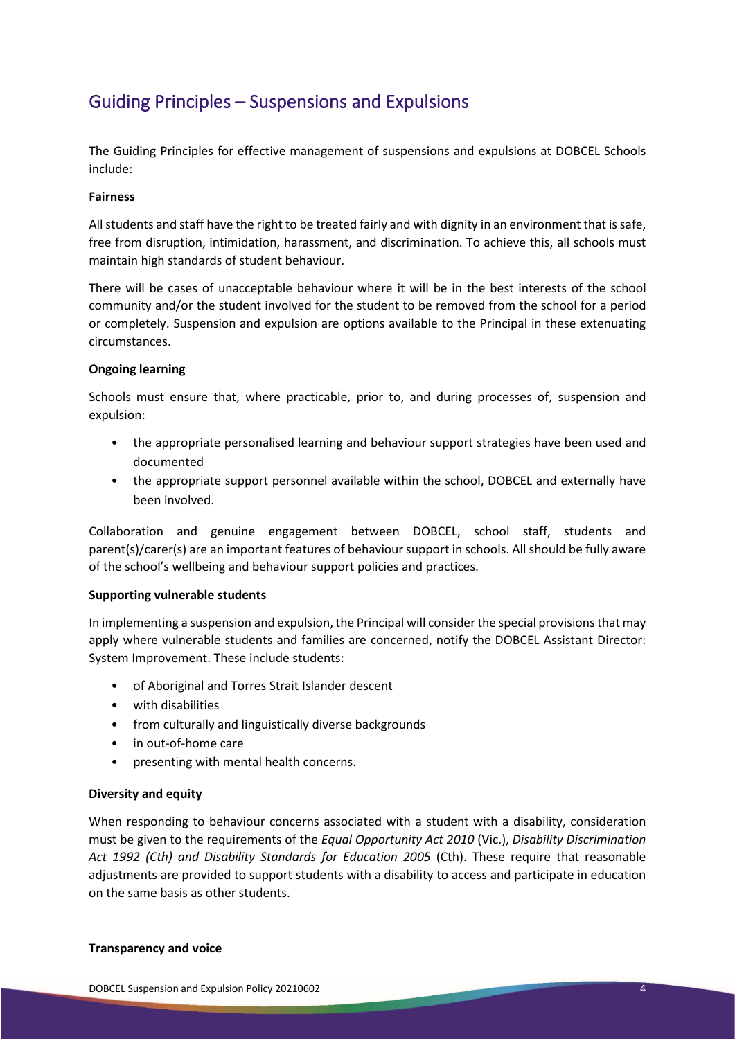## Guiding Principles – Suspensions and Expulsions

The Guiding Principles for effective management of suspensions and expulsions at DOBCEL Schools include:

**Fairness**

All students and staff have the right to be treated fairly and with dignity in an environment that is safe, free from disruption, intimidation, harassment, and discrimination. To achieve this, all schools must maintain high standards of student behaviour.

There will be cases of unacceptable behaviour where it will be in the best interests of the school community and/or the student involved for the student to be removed from the school for a period or completely. Suspension and expulsion are options available to the Principal in these extenuating circumstances.

**Ongoing learning**

Schools must ensure that, where practicable, prior to, and during processes of, suspension and expulsion:

- the appropriate personalised learning and behaviour support strategies have been used and documented
- the appropriate support personnel available within the school, DOBCEL and externally have been involved.

Collaboration and genuine engagement between DOBCEL, school staff, students and parent(s)/carer(s) are an important features of behaviour support in schools. All should be fully aware of the school's wellbeing and behaviour support policies and practices.

**Supporting vulnerable students**

In implementing a suspension and expulsion, the Principal will consider the special provisions that may apply where vulnerable students and families are concerned, notify the DOBCEL Assistant Director: System Improvement. These include students:

- of Aboriginal and Torres Strait Islander descent
- with disabilities
- from culturally and linguistically diverse backgrounds
- in out-of-home care
- presenting with mental health concerns.

**Diversity and equity**

When responding to behaviour concerns associated with a student with a disability, consideration must be given to the requirements of the *Equal Opportunity Act 2010* (Vic.), *Disability Discrimination Act 1992 (Cth) and Disability Standards for Education 2005* (Cth). These require that reasonable adjustments are provided to support students with a disability to access and participate in education on the same basis as other students.

**Transparency and voice**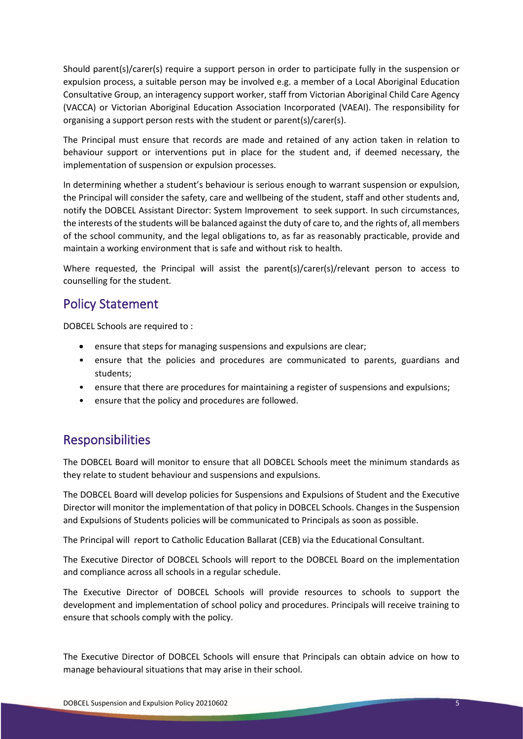Should parent(s)/carer(s) require a support person in order to participate fully in the suspension or expulsion process, a suitable person may be involved e.g. a member of a Local Aboriginal Education Consultative Group, an interagency support worker, staff from Victorian Aboriginal Child Care Agency (VACCA) or Victorian Aboriginal Education Association Incorporated (VAEAI). The responsibility for organising a support person rests with the student or parent(s)/carer(s).

The Principal must ensure that records are made and retained of any action taken in relation to behaviour support or interventions put in place for the student and, if deemed necessary, the implementation of suspension or expulsion processes.

In determining whether a student's behaviour is serious enough to warrant suspension or expulsion, the Principal will consider the safety, care and wellbeing of the student, staff and other students and, notify the DOBCEL Assistant Director: System Improvement to seek support. In such circumstances, the interests of the students will be balanced against the duty of care to, and the rights of, all members of the school community, and the legal obligations to, as far as reasonably practicable, provide and maintain a working environment that is safe and without risk to health.

Where requested, the Principal will assist the parent(s)/carer(s)/relevant person to access to counselling for the student.

## Policy Statement

DOBCEL Schools are required to :

- ensure that steps for managing suspensions and expulsions are clear;
- ensure that the policies and procedures are communicated to parents, guardians and students;
- ensure that there are procedures for maintaining a register of suspensions and expulsions;
- ensure that the policy and procedures are followed.

## Responsibilities

The DOBCEL Board will monitor to ensure that all DOBCEL Schools meet the minimum standards as they relate to student behaviour and suspensions and expulsions.

The DOBCEL Board will develop policies for Suspensions and Expulsions of Student and the Executive Director will monitor the implementation of that policy in DOBCEL Schools. Changes in the Suspension and Expulsions of Students policies will be communicated to Principals as soon as possible.

The Principal will report to Catholic Education Ballarat (CEB) via the Educational Consultant.

The Executive Director of DOBCEL Schools will report to the DOBCEL Board on the implementation and compliance across all schools in a regular schedule.

The Executive Director of DOBCEL Schools will provide resources to schools to support the development and implementation of school policy and procedures. Principals will receive training to ensure that schools comply with the policy.

The Executive Director of DOBCEL Schools will ensure that Principals can obtain advice on how to manage behavioural situations that may arise in their school.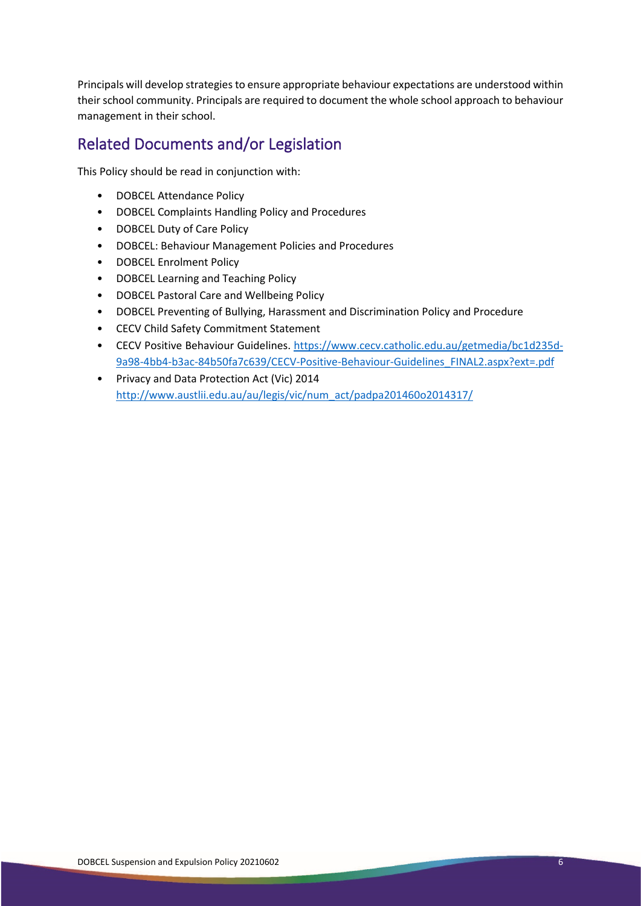Principals will develop strategies to ensure appropriate behaviour expectations are understood within their school community. Principals are required to document the whole school approach to behaviour management in their school.

## Related Documents and/or Legislation

This Policy should be read in conjunction with:

- DOBCEL Attendance Policy
- DOBCEL Complaints Handling Policy and Procedures
- DOBCEL Duty of Care Policy
- DOBCEL: Behaviour Management Policies and Procedures
- DOBCEL Enrolment Policy
- DOBCEL Learning and Teaching Policy
- DOBCEL Pastoral Care and Wellbeing Policy
- DOBCEL Preventing of Bullying, Harassment and Discrimination Policy and Procedure
- CECV Child Safety Commitment Statement
- CECV Positive Behaviour Guidelines. https://www.cecv.catholic.edu.au/getmedia/bc1d235d-9a98-4bb4-b3ac-84b50fa7c639/CECV-Positive-Behaviour-Guidelines_FINAL2.aspx?ext=.pdf
- Privacy and Data Protection Act (Vic) 2014 http://www.austlii.edu.au/au/legis/vic/num_act/padpa201460o2014317/